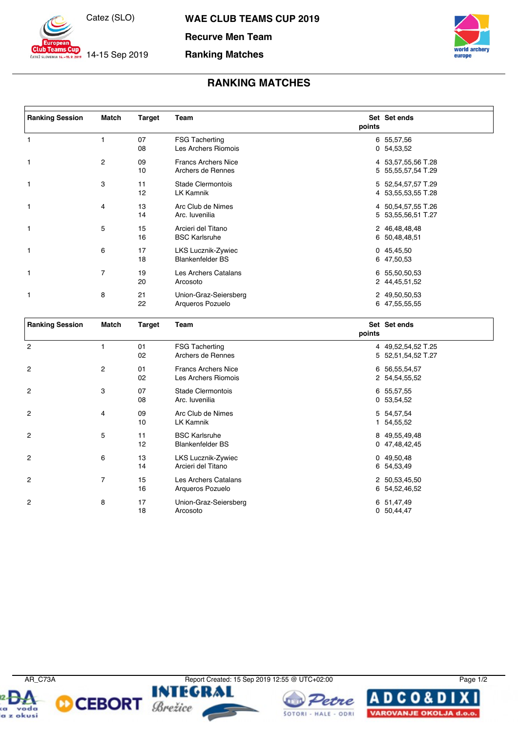Catez (SLO)

14-15 Sep 2019

# WAE CLUB TEAMS CUP 2019

## Recurve Men Team

## Ranking Matches

## RANKING MATCHES

| Ranking Session | Match | Target | Team | Set points | Set ends |
|---|---|---|---|---|---|
| 1 | 1 | 07 | FSG Tacherting | 6 | 55,57,56 |
| | | 08 | Les Archers Riomois | 0 | 54,53,52 |
| 1 | 2 | 09 | Francs Archers Nice | 4 | 53,57,55,56 T.28 |
| | | 10 | Archers de Rennes | 5 | 55,55,57,54 T.29 |
| 1 | 3 | 11 | Stade Clermontois | 5 | 52,54,57,57 T.29 |
| | | 12 | LK Kamnik | 4 | 53,55,53,55 T.28 |
| 1 | 4 | 13 | Arc Club de Nimes | 4 | 50,54,57,55 T.26 |
| | | 14 | Arc. Iuvenilia | 5 | 53,55,56,51 T.27 |
| 1 | 5 | 15 | Arcieri del Titano | 2 | 46,48,48,48 |
| | | 16 | BSC Karlsruhe | 6 | 50,48,48,51 |
| 1 | 6 | 17 | LKS Lucznik-Zywiec | 0 | 45,45,50 |
| | | 18 | Blankenfelder BS | 6 | 47,50,53 |
| 1 | 7 | 19 | Les Archers Catalans | 6 | 55,50,50,53 |
| | | 20 | Arcosoto | 2 | 44,45,51,52 |
| 1 | 8 | 21 | Union-Graz-Seiersberg | 2 | 49,50,50,53 |
| | | 22 | Arqueros Pozuelo | 6 | 47,55,55,55 |

| Ranking Session | Match | Target | Team | Set points | Set ends |
|---|---|---|---|---|---|
| 2 | 1 | 01 | FSG Tacherting | 4 | 49,52,54,52 T.25 |
| | | 02 | Archers de Rennes | 5 | 52,51,54,52 T.27 |
| 2 | 2 | 01 | Francs Archers Nice | 6 | 56,55,54,57 |
| | | 02 | Les Archers Riomois | 2 | 54,54,55,52 |
| 2 | 3 | 07 | Stade Clermontois | 6 | 55,57,55 |
| | | 08 | Arc. Iuvenilia | 0 | 53,54,52 |
| 2 | 4 | 09 | Arc Club de Nimes | 5 | 54,57,54 |
| | | 10 | LK Kamnik | 1 | 54,55,52 |
| 2 | 5 | 11 | BSC Karlsruhe | 8 | 49,55,49,48 |
| | | 12 | Blankenfelder BS | 0 | 47,48,42,45 |
| 2 | 6 | 13 | LKS Lucznik-Zywiec | 0 | 49,50,48 |
| | | 14 | Arcieri del Titano | 6 | 54,53,49 |
| 2 | 7 | 15 | Les Archers Catalans | 2 | 50,53,45,50 |
| | | 16 | Arqueros Pozuelo | 6 | 54,52,46,52 |
| 2 | 8 | 17 | Union-Graz-Seiersberg | 6 | 51,47,49 |
| | | 18 | Arcosoto | 0 | 50,44,47 |

AR_C73A

Report Created: 15 Sep 2019 12:55 @ UTC+02:00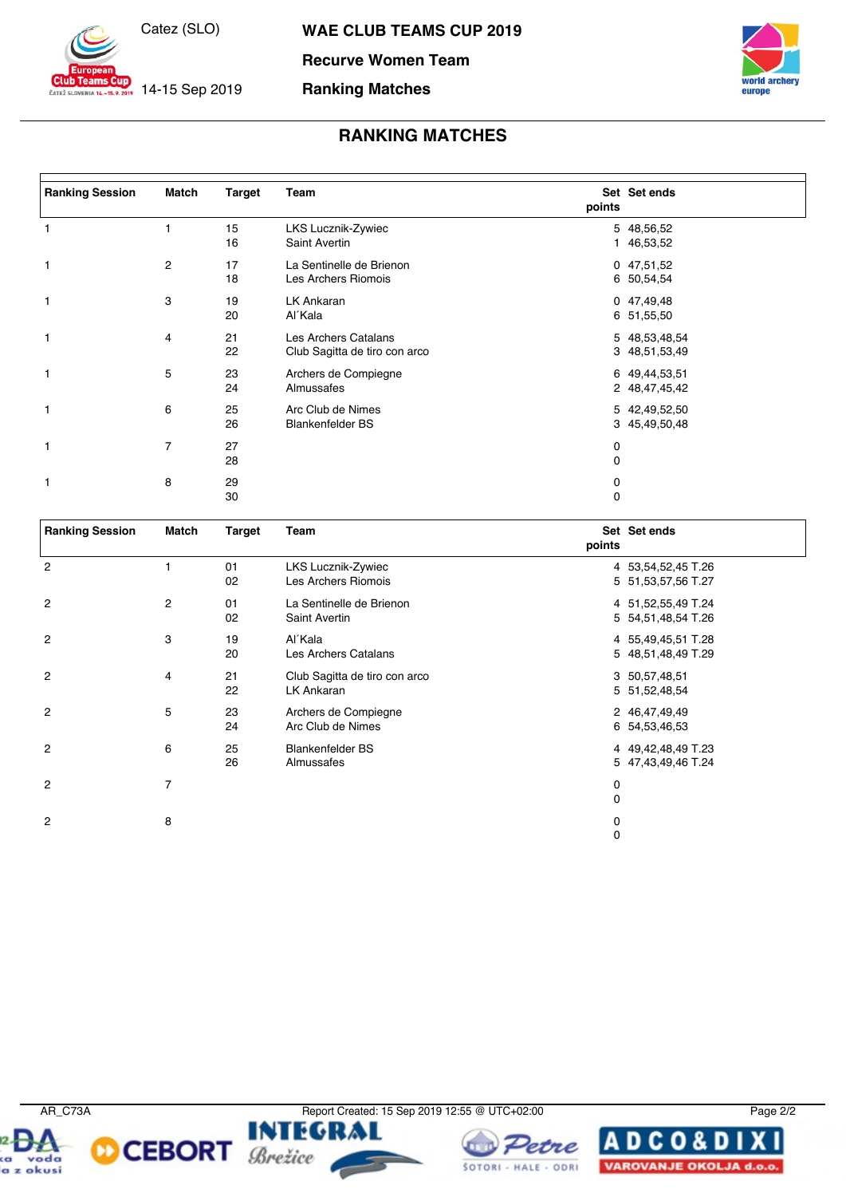# WAE CLUB TEAMS CUP 2019

Catez (SLO)

14-15 Sep 2019

**Recurve Women Team**

**Ranking Matches**

## RANKING MATCHES

| Ranking Session | Match | Target | Team | Set points | Set ends |
|---|---|---|---|---|---|
| 1 | 1 | 15 | LKS Lucznik-Zywiec | 5 | 48,56,52 |
| | | 16 | Saint Avertin | 1 | 46,53,52 |
| 1 | 2 | 17 | La Sentinelle de Brienon | 0 | 47,51,52 |
| | | 18 | Les Archers Riomois | 6 | 50,54,54 |
| 1 | 3 | 19 | LK Ankaran | 0 | 47,49,48 |
| | | 20 | Al´Kala | 6 | 51,55,50 |
| 1 | 4 | 21 | Les Archers Catalans | 5 | 48,53,48,54 |
| | | 22 | Club Sagitta de tiro con arco | 3 | 48,51,53,49 |
| 1 | 5 | 23 | Archers de Compiegne | 6 | 49,44,53,51 |
| | | 24 | Almussafes | 2 | 48,47,45,42 |
| 1 | 6 | 25 | Arc Club de Nimes | 5 | 42,49,52,50 |
| | | 26 | Blankenfelder BS | 3 | 45,49,50,48 |
| 1 | 7 | 27 | | 0 | |
| | | 28 | | 0 | |
| 1 | 8 | 29 | | 0 | |
| | | 30 | | 0 | |

| Ranking Session | Match | Target | Team | Set points | Set ends |
|---|---|---|---|---|---|
| 2 | 1 | 01 | LKS Lucznik-Zywiec | 4 | 53,54,52,45 T.26 |
| | | 02 | Les Archers Riomois | 5 | 51,53,57,56 T.27 |
| 2 | 2 | 01 | La Sentinelle de Brienon | 4 | 51,52,55,49 T.24 |
| | | 02 | Saint Avertin | 5 | 54,51,48,54 T.26 |
| 2 | 3 | 19 | Al´Kala | 4 | 55,49,45,51 T.28 |
| | | 20 | Les Archers Catalans | 5 | 48,51,48,49 T.29 |
| 2 | 4 | 21 | Club Sagitta de tiro con arco | 3 | 50,57,48,51 |
| | | 22 | LK Ankaran | 5 | 51,52,48,54 |
| 2 | 5 | 23 | Archers de Compiegne | 2 | 46,47,49,49 |
| | | 24 | Arc Club de Nimes | 6 | 54,53,46,53 |
| 2 | 6 | 25 | Blankenfelder BS | 4 | 49,42,48,49 T.23 |
| | | 26 | Almussafes | 5 | 47,43,49,46 T.24 |
| 2 | 7 | | | 0 | |
| | | | | 0 | |
| 2 | 8 | | | 0 | |
| | | | | 0 | |

AR_C73A

Report Created: 15 Sep 2019 12:55 @ UTC+02:00